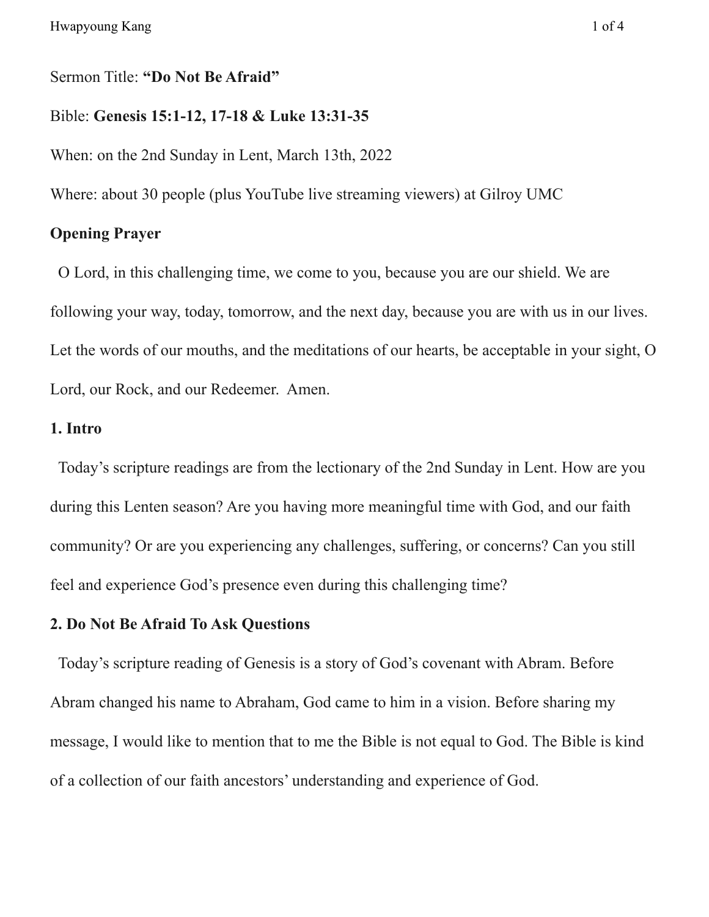Sermon Title: **"Do Not Be Afraid"**

Bible: **Genesis 15:1-12, 17-18 & Luke 13:31-35**

When: on the 2nd Sunday in Lent, March 13th, 2022

Where: about 30 people (plus YouTube live streaming viewers) at Gilroy UMC

**Opening Prayer**

O Lord, in this challenging time, we come to you, because you are our shield. We are following your way, today, tomorrow, and the next day, because you are with us in our lives. Let the words of our mouths, and the meditations of our hearts, be acceptable in your sight, O Lord, our Rock, and our Redeemer. Amen.

**1. Intro**

Today's scripture readings are from the lectionary of the 2nd Sunday in Lent. How are you during this Lenten season? Are you having more meaningful time with God, and our faith community? Or are you experiencing any challenges, suffering, or concerns? Can you still feel and experience God's presence even during this challenging time?

**2. Do Not Be Afraid To Ask Questions**

Today's scripture reading of Genesis is a story of God's covenant with Abram. Before Abram changed his name to Abraham, God came to him in a vision. Before sharing my message, I would like to mention that to me the Bible is not equal to God. The Bible is kind of a collection of our faith ancestors' understanding and experience of God.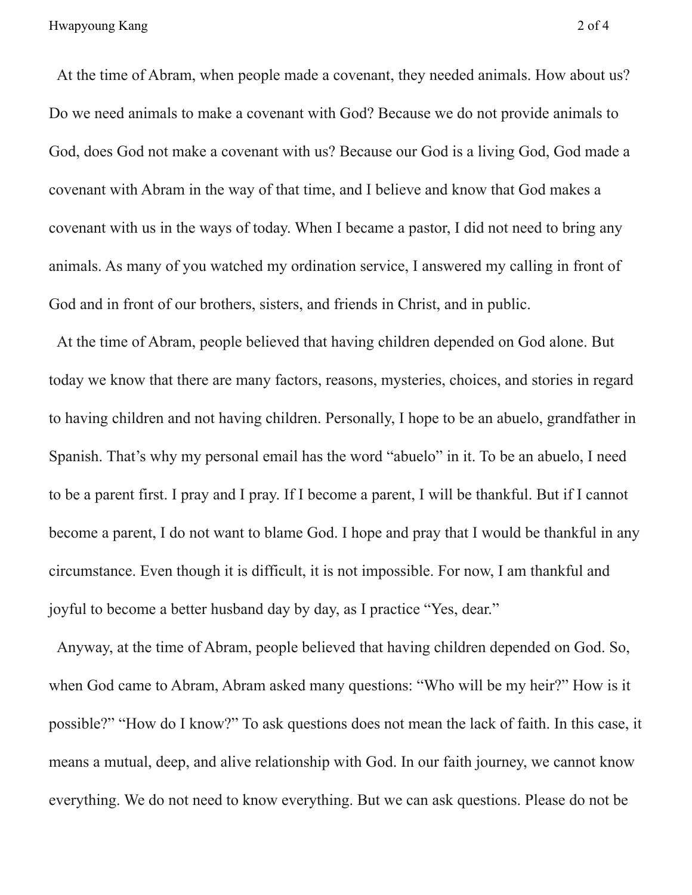At the time of Abram, when people made a covenant, they needed animals. How about us? Do we need animals to make a covenant with God? Because we do not provide animals to God, does God not make a covenant with us? Because our God is a living God, God made a covenant with Abram in the way of that time, and I believe and know that God makes a covenant with us in the ways of today. When I became a pastor, I did not need to bring any animals. As many of you watched my ordination service, I answered my calling in front of God and in front of our brothers, sisters, and friends in Christ, and in public.

At the time of Abram, people believed that having children depended on God alone. But today we know that there are many factors, reasons, mysteries, choices, and stories in regard to having children and not having children. Personally, I hope to be an abuelo, grandfather in Spanish. That's why my personal email has the word "abuelo" in it. To be an abuelo, I need to be a parent first. I pray and I pray. If I become a parent, I will be thankful. But if I cannot become a parent, I do not want to blame God. I hope and pray that I would be thankful in any circumstance. Even though it is difficult, it is not impossible. For now, I am thankful and joyful to become a better husband day by day, as I practice "Yes, dear."

Anyway, at the time of Abram, people believed that having children depended on God. So, when God came to Abram, Abram asked many questions: "Who will be my heir?" How is it possible?" "How do I know?" To ask questions does not mean the lack of faith. In this case, it means a mutual, deep, and alive relationship with God. In our faith journey, we cannot know everything. We do not need to know everything. But we can ask questions. Please do not be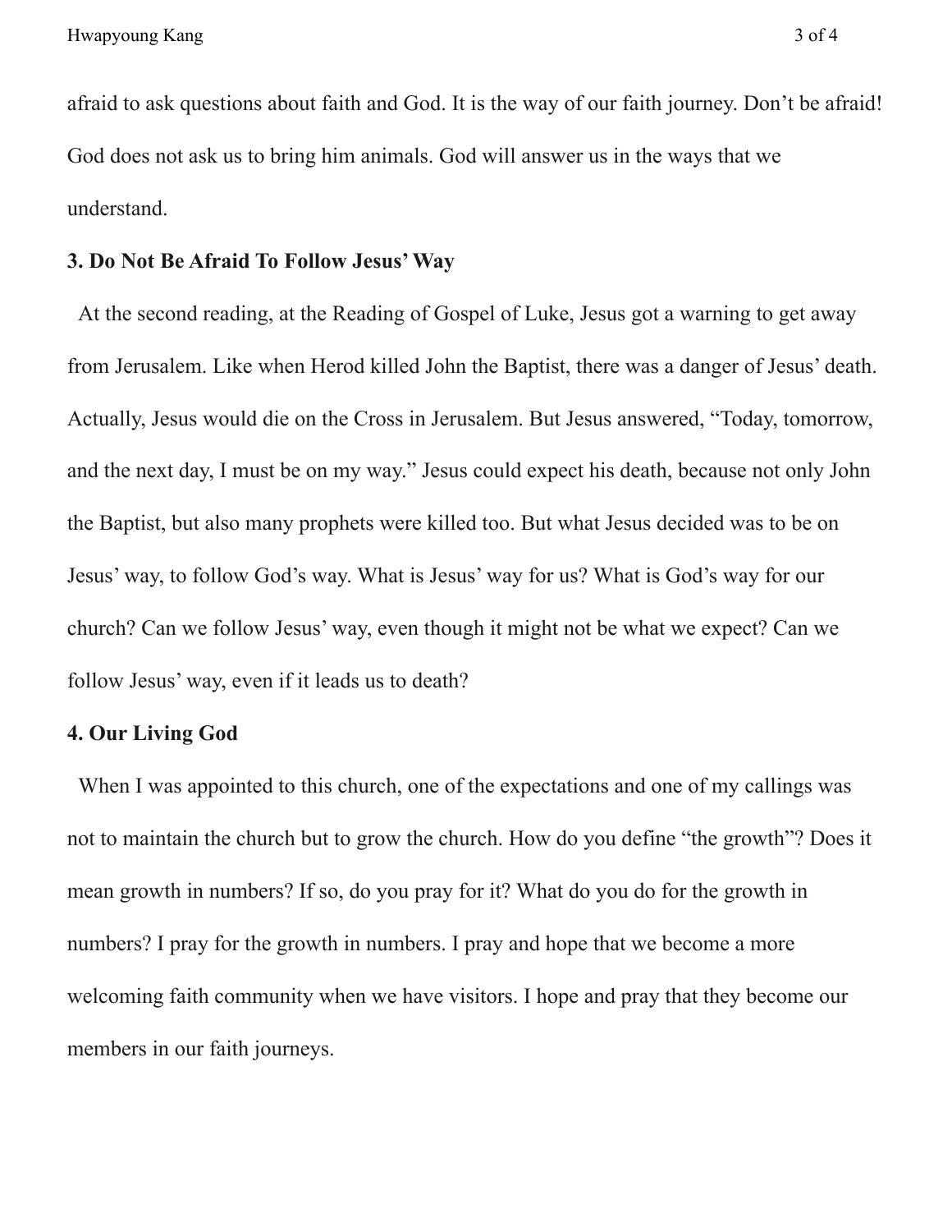afraid to ask questions about faith and God. It is the way of our faith journey. Don't be afraid! God does not ask us to bring him animals. God will answer us in the ways that we understand.

**3. Do Not Be Afraid To Follow Jesus' Way**

At the second reading, at the Reading of Gospel of Luke, Jesus got a warning to get away from Jerusalem. Like when Herod killed John the Baptist, there was a danger of Jesus' death. Actually, Jesus would die on the Cross in Jerusalem. But Jesus answered, "Today, tomorrow, and the next day, I must be on my way." Jesus could expect his death, because not only John the Baptist, but also many prophets were killed too. But what Jesus decided was to be on Jesus' way, to follow God's way. What is Jesus' way for us? What is God's way for our church? Can we follow Jesus' way, even though it might not be what we expect? Can we follow Jesus' way, even if it leads us to death?

**4. Our Living God**

When I was appointed to this church, one of the expectations and one of my callings was not to maintain the church but to grow the church. How do you define "the growth"? Does it mean growth in numbers? If so, do you pray for it? What do you do for the growth in numbers? I pray for the growth in numbers. I pray and hope that we become a more welcoming faith community when we have visitors. I hope and pray that they become our members in our faith journeys.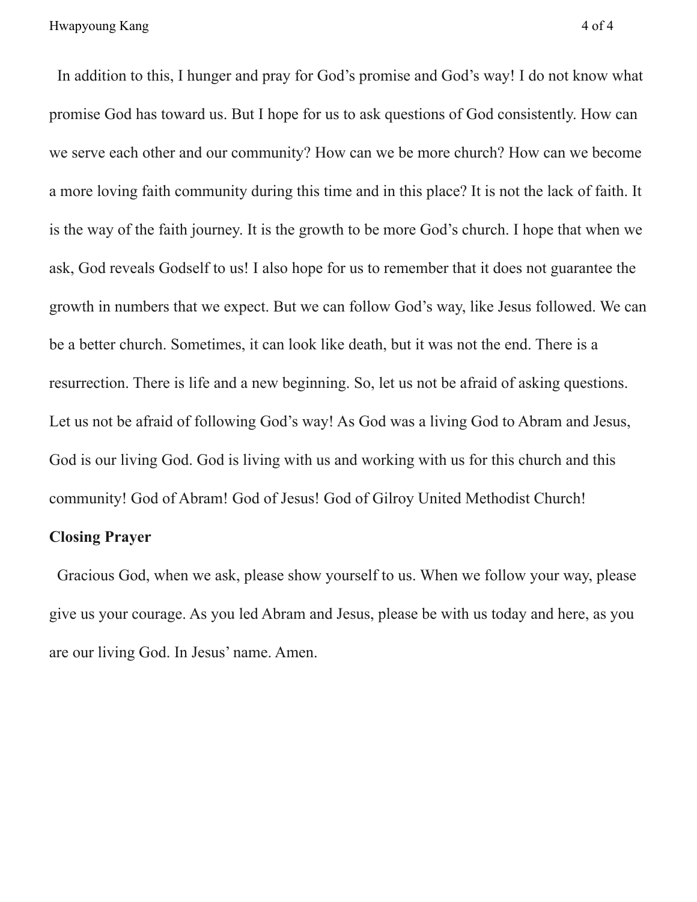In addition to this, I hunger and pray for God's promise and God's way! I do not know what promise God has toward us. But I hope for us to ask questions of God consistently. How can we serve each other and our community? How can we be more church? How can we become a more loving faith community during this time and in this place? It is not the lack of faith. It is the way of the faith journey. It is the growth to be more God's church. I hope that when we ask, God reveals Godself to us! I also hope for us to remember that it does not guarantee the growth in numbers that we expect. But we can follow God's way, like Jesus followed. We can be a better church. Sometimes, it can look like death, but it was not the end. There is a resurrection. There is life and a new beginning. So, let us not be afraid of asking questions. Let us not be afraid of following God's way! As God was a living God to Abram and Jesus, God is our living God. God is living with us and working with us for this church and this community! God of Abram! God of Jesus! God of Gilroy United Methodist Church!

**Closing Prayer**

Gracious God, when we ask, please show yourself to us. When we follow your way, please give us your courage. As you led Abram and Jesus, please be with us today and here, as you are our living God. In Jesus' name. Amen.